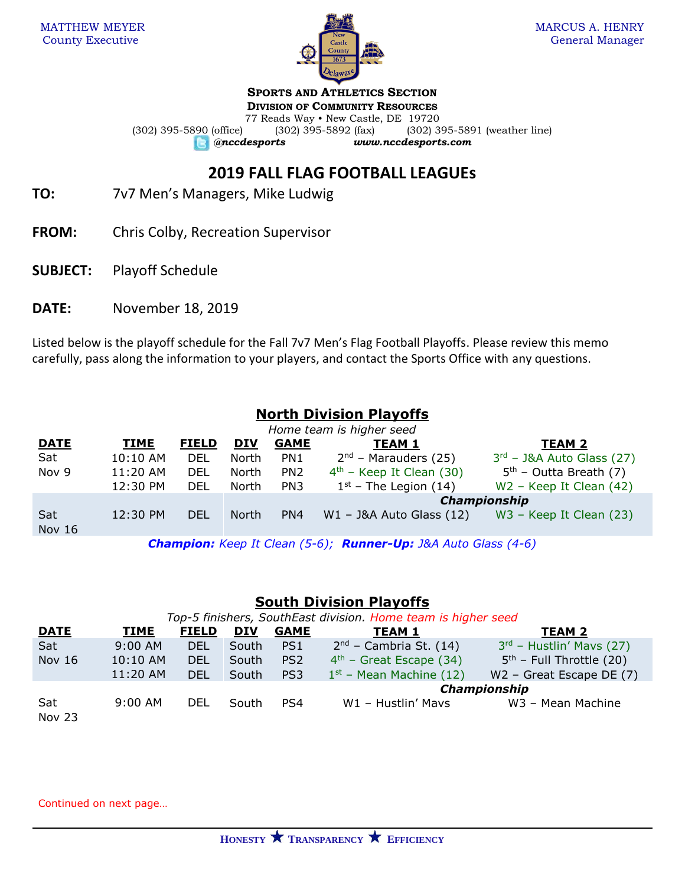MATTHEW MEYER
County Executive

MARCUS A. HENRY
General Manager

**SPORTS AND ATHLETICS SECTION**
**DIVISION OF COMMUNITY RESOURCES**
77 Reads Way • New Castle, DE 19720
(302) 395-5890 (office) (302) 395-5892 (fax) (302) 395-5891 (weather line)
*@nccdesports* *www.nccdesports.com*

# 2019 FALL FLAG FOOTBALL LEAGUEs

**TO:** 7v7 Men's Managers, Mike Ludwig

**FROM:** Chris Colby, Recreation Supervisor

**SUBJECT:** Playoff Schedule

**DATE:** November 18, 2019

Listed below is the playoff schedule for the Fall 7v7 Men's Flag Football Playoffs. Please review this memo carefully, pass along the information to your players, and contact the Sports Office with any questions.

## North Division Playoffs

*Home team is higher seed*

| DATE | TIME | FIELD | DIV | GAME | TEAM 1 | TEAM 2 |
|---|---|---|---|---|---|---|
| Sat Nov 9 | 10:10 AM | DEL | North | PN1 | 2nd – Marauders (25) | 3rd – J&A Auto Glass (27) |
| | 11:20 AM | DEL | North | PN2 | 4th – Keep It Clean (30) | 5th – Outta Breath (7) |
| | 12:30 PM | DEL | North | PN3 | 1st – The Legion (14) | W2 – Keep It Clean (42) |
| | | | | | ***Championship*** | |
| Sat Nov 16 | 12:30 PM | DEL | North | PN4 | W1 – J&A Auto Glass (12) | W3 – Keep It Clean (23) |

***Champion:*** *Keep It Clean (5-6);* ***Runner-Up:*** *J&A Auto Glass (4-6)*

## South Division Playoffs

*Top-5 finishers, SouthEast division. Home team is higher seed*

| DATE | TIME | FIELD | DIV | GAME | TEAM 1 | TEAM 2 |
|---|---|---|---|---|---|---|
| Sat Nov 16 | 9:00 AM | DEL | South | PS1 | 2nd – Cambria St. (14) | 3rd – Hustlin' Mavs (27) |
| | 10:10 AM | DEL | South | PS2 | 4th – Great Escape (34) | 5th – Full Throttle (20) |
| | 11:20 AM | DEL | South | PS3 | 1st – Mean Machine (12) | W2 – Great Escape DE (7) |
| | | | | | ***Championship*** | |
| Sat Nov 23 | 9:00 AM | DEL | South | PS4 | W1 – Hustlin' Mavs | W3 – Mean Machine |

Continued on next page…

HONESTY ★ TRANSPARENCY ★ EFFICIENCY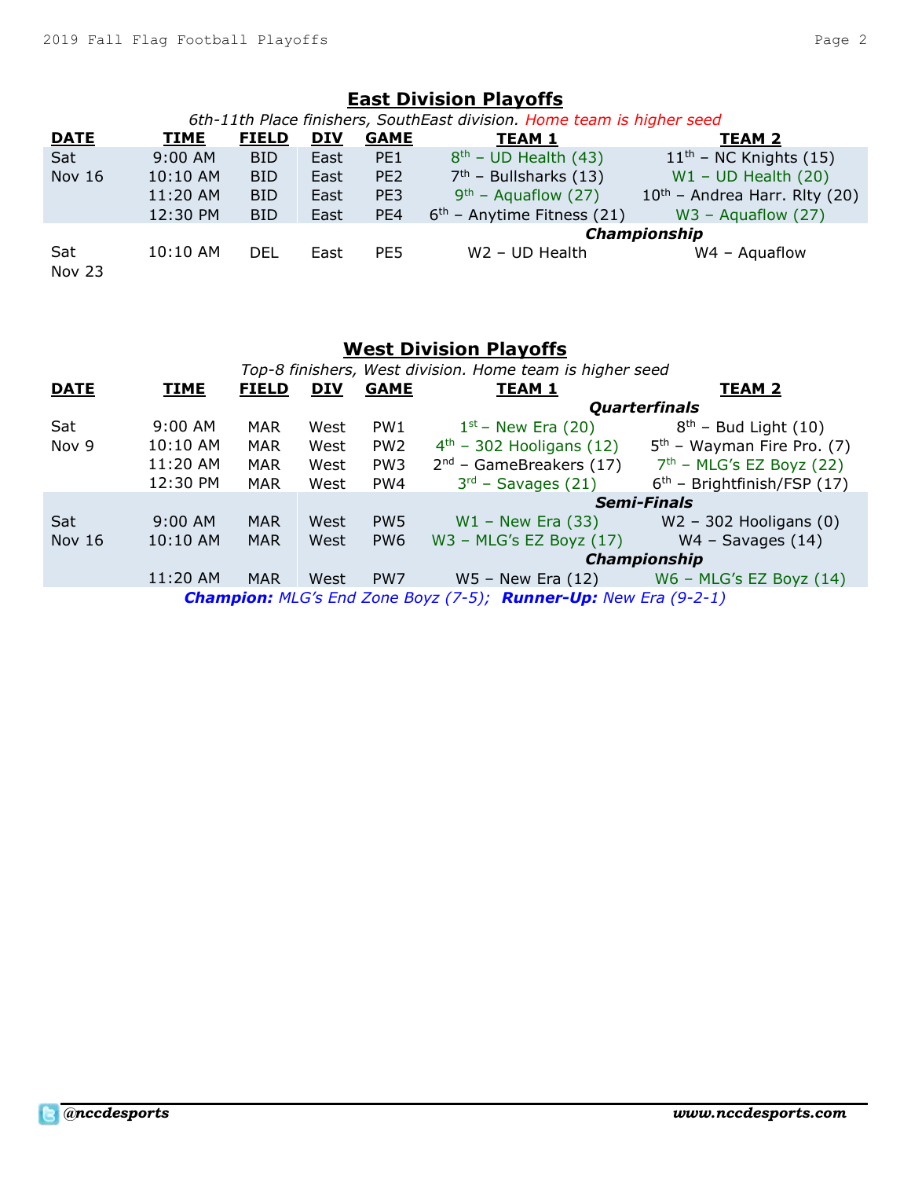## East Division Playoffs

*6th-11th Place finishers, SouthEast division. Home team is higher seed*

| DATE | TIME | FIELD | DIV | GAME | TEAM 1 | TEAM 2 |
|---|---|---|---|---|---|---|
| Sat Nov 16 | 9:00 AM | BID | East | PE1 | 8th – UD Health (43) | 11th – NC Knights (15) |
| | 10:10 AM | BID | East | PE2 | 7th – Bullsharks (13) | W1 – UD Health (20) |
| | 11:20 AM | BID | East | PE3 | 9th – Aquaflow (27) | 10th – Andrea Harr. Rlty (20) |
| | 12:30 PM | BID | East | PE4 | 6th – Anytime Fitness (21) | W3 – Aquaflow (27) |
| | | | | | ***Championship*** | |
| Sat Nov 23 | 10:10 AM | DEL | East | PE5 | W2 – UD Health | W4 – Aquaflow |

## West Division Playoffs

*Top-8 finishers, West division. Home team is higher seed*

| DATE | TIME | FIELD | DIV | GAME | TEAM 1 | TEAM 2 |
|---|---|---|---|---|---|---|
| | | | | | ***Quarterfinals*** | |
| Sat Nov 9 | 9:00 AM | MAR | West | PW1 | 1st – New Era (20) | 8th – Bud Light (10) |
| | 10:10 AM | MAR | West | PW2 | 4th – 302 Hooligans (12) | 5th – Wayman Fire Pro. (7) |
| | 11:20 AM | MAR | West | PW3 | 2nd – GameBreakers (17) | 7th – MLG's EZ Boyz (22) |
| | 12:30 PM | MAR | West | PW4 | 3rd – Savages (21) | 6th – Brightfinish/FSP (17) |
| | | | | | ***Semi-Finals*** | |
| Sat Nov 16 | 9:00 AM | MAR | West | PW5 | W1 – New Era (33) | W2 – 302 Hooligans (0) |
| | 10:10 AM | MAR | West | PW6 | W3 – MLG's EZ Boyz (17) | W4 – Savages (14) |
| | | | | | ***Championship*** | |
| | 11:20 AM | MAR | West | PW7 | W5 – New Era (12) | W6 – MLG's EZ Boyz (14) |

***Champion:*** *MLG's End Zone Boyz (7-5);* ***Runner-Up:*** *New Era (9-2-1)*

**@nccdesports** **www.nccdesports.com**